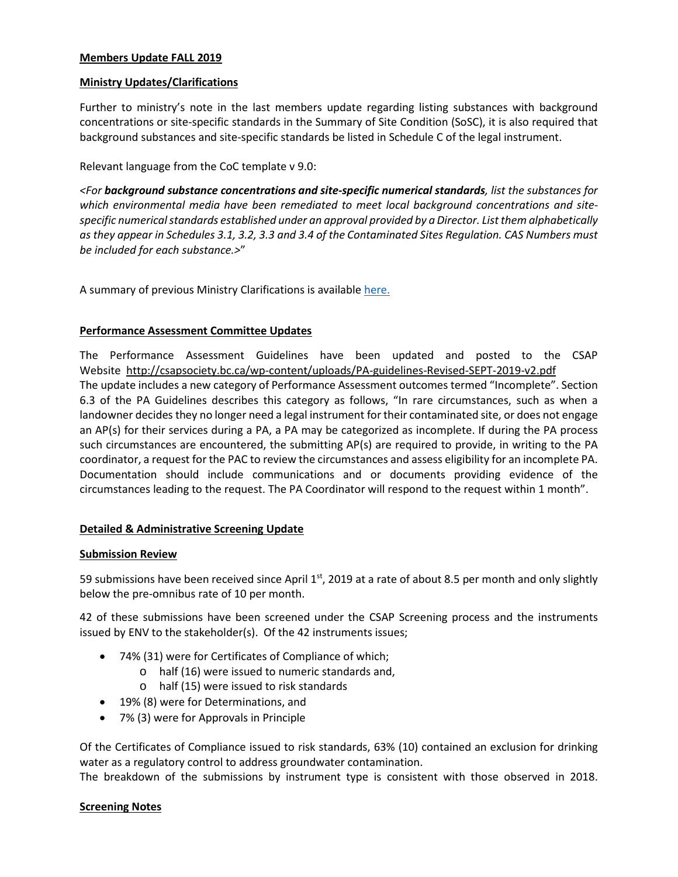**Members Update FALL 2019**

**Ministry Updates/Clarifications**

Further to ministry's note in the last members update regarding listing substances with background concentrations or site-specific standards in the Summary of Site Condition (SoSC), it is also required that background substances and site-specific standards be listed in Schedule C of the legal instrument.

Relevant language from the CoC template v 9.0:

*<For **background substance concentrations and site-specific numerical standards**, list the substances for which environmental media have been remediated to meet local background concentrations and site-specific numerical standards established under an approval provided by a Director. List them alphabetically as they appear in Schedules 3.1, 3.2, 3.3 and 3.4 of the Contaminated Sites Regulation. CAS Numbers must be included for each substance.>*"

A summary of previous Ministry Clarifications is available here.

**Performance Assessment Committee Updates**

The Performance Assessment Guidelines have been updated and posted to the CSAP Website http://csapsociety.bc.ca/wp-content/uploads/PA-guidelines-Revised-SEPT-2019-v2.pdf
The update includes a new category of Performance Assessment outcomes termed "Incomplete". Section 6.3 of the PA Guidelines describes this category as follows, "In rare circumstances, such as when a landowner decides they no longer need a legal instrument for their contaminated site, or does not engage an AP(s) for their services during a PA, a PA may be categorized as incomplete. If during the PA process such circumstances are encountered, the submitting AP(s) are required to provide, in writing to the PA coordinator, a request for the PAC to review the circumstances and assess eligibility for an incomplete PA. Documentation should include communications and or documents providing evidence of the circumstances leading to the request. The PA Coordinator will respond to the request within 1 month".

**Detailed & Administrative Screening Update**

**Submission Review**

59 submissions have been received since April 1st, 2019 at a rate of about 8.5 per month and only slightly below the pre-omnibus rate of 10 per month.

42 of these submissions have been screened under the CSAP Screening process and the instruments issued by ENV to the stakeholder(s). Of the 42 instruments issues;

- 74% (31) were for Certificates of Compliance of which;
  - half (16) were issued to numeric standards and,
  - half (15) were issued to risk standards
- 19% (8) were for Determinations, and
- 7% (3) were for Approvals in Principle

Of the Certificates of Compliance issued to risk standards, 63% (10) contained an exclusion for drinking water as a regulatory control to address groundwater contamination.
The breakdown of the submissions by instrument type is consistent with those observed in 2018.

**Screening Notes**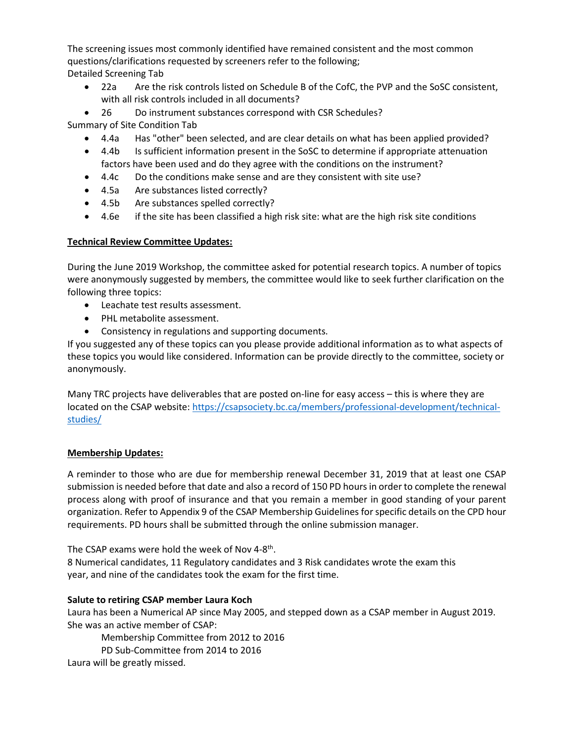The screening issues most commonly identified have remained consistent and the most common questions/clarifications requested by screeners refer to the following;

Detailed Screening Tab

- 22a Are the risk controls listed on Schedule B of the CofC, the PVP and the SoSC consistent, with all risk controls included in all documents?
- 26 Do instrument substances correspond with CSR Schedules?

Summary of Site Condition Tab

- 4.4a Has "other" been selected, and are clear details on what has been applied provided?
- 4.4b Is sufficient information present in the SoSC to determine if appropriate attenuation factors have been used and do they agree with the conditions on the instrument?
- 4.4c Do the conditions make sense and are they consistent with site use?
- 4.5a Are substances listed correctly?
- 4.5b Are substances spelled correctly?
- 4.6e if the site has been classified a high risk site: what are the high risk site conditions

**Technical Review Committee Updates:**

During the June 2019 Workshop, the committee asked for potential research topics. A number of topics were anonymously suggested by members, the committee would like to seek further clarification on the following three topics:

- Leachate test results assessment.
- PHL metabolite assessment.
- Consistency in regulations and supporting documents.

If you suggested any of these topics can you please provide additional information as to what aspects of these topics you would like considered. Information can be provide directly to the committee, society or anonymously.

Many TRC projects have deliverables that are posted on-line for easy access – this is where they are located on the CSAP website: https://csapsociety.bc.ca/members/professional-development/technical-studies/

**Membership Updates:**

A reminder to those who are due for membership renewal December 31, 2019 that at least one CSAP submission is needed before that date and also a record of 150 PD hours in order to complete the renewal process along with proof of insurance and that you remain a member in good standing of your parent organization. Refer to Appendix 9 of the CSAP Membership Guidelines for specific details on the CPD hour requirements. PD hours shall be submitted through the online submission manager.

The CSAP exams were hold the week of Nov 4-8th.
8 Numerical candidates, 11 Regulatory candidates and 3 Risk candidates wrote the exam this year, and nine of the candidates took the exam for the first time.

**Salute to retiring CSAP member Laura Koch**

Laura has been a Numerical AP since May 2005, and stepped down as a CSAP member in August 2019. She was an active member of CSAP:

Membership Committee from 2012 to 2016
PD Sub-Committee from 2014 to 2016

Laura will be greatly missed.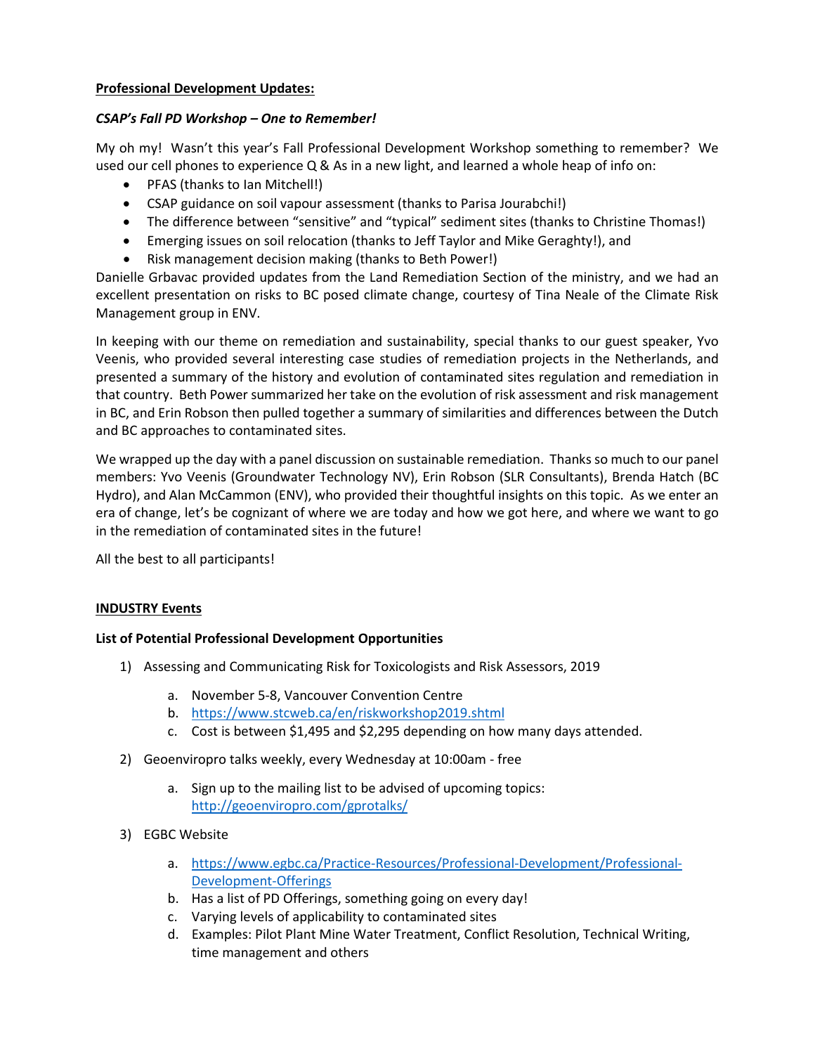**Professional Development Updates:**

***CSAP's Fall PD Workshop – One to Remember!***

My oh my! Wasn't this year's Fall Professional Development Workshop something to remember? We used our cell phones to experience Q & As in a new light, and learned a whole heap of info on:

- PFAS (thanks to Ian Mitchell!)
- CSAP guidance on soil vapour assessment (thanks to Parisa Jourabchi!)
- The difference between "sensitive" and "typical" sediment sites (thanks to Christine Thomas!)
- Emerging issues on soil relocation (thanks to Jeff Taylor and Mike Geraghty!), and
- Risk management decision making (thanks to Beth Power!)

Danielle Grbavac provided updates from the Land Remediation Section of the ministry, and we had an excellent presentation on risks to BC posed climate change, courtesy of Tina Neale of the Climate Risk Management group in ENV.

In keeping with our theme on remediation and sustainability, special thanks to our guest speaker, Yvo Veenis, who provided several interesting case studies of remediation projects in the Netherlands, and presented a summary of the history and evolution of contaminated sites regulation and remediation in that country. Beth Power summarized her take on the evolution of risk assessment and risk management in BC, and Erin Robson then pulled together a summary of similarities and differences between the Dutch and BC approaches to contaminated sites.

We wrapped up the day with a panel discussion on sustainable remediation. Thanks so much to our panel members: Yvo Veenis (Groundwater Technology NV), Erin Robson (SLR Consultants), Brenda Hatch (BC Hydro), and Alan McCammon (ENV), who provided their thoughtful insights on this topic. As we enter an era of change, let's be cognizant of where we are today and how we got here, and where we want to go in the remediation of contaminated sites in the future!

All the best to all participants!

**INDUSTRY Events**

**List of Potential Professional Development Opportunities**

1) Assessing and Communicating Risk for Toxicologists and Risk Assessors, 2019
   a. November 5-8, Vancouver Convention Centre
   b. https://www.stcweb.ca/en/riskworkshop2019.shtml
   c. Cost is between $1,495 and $2,295 depending on how many days attended.
2) Geoenviropro talks weekly, every Wednesday at 10:00am - free
   a. Sign up to the mailing list to be advised of upcoming topics: http://geoenviropro.com/gprotalks/
3) EGBC Website
   a. https://www.egbc.ca/Practice-Resources/Professional-Development/Professional-Development-Offerings
   b. Has a list of PD Offerings, something going on every day!
   c. Varying levels of applicability to contaminated sites
   d. Examples: Pilot Plant Mine Water Treatment, Conflict Resolution, Technical Writing, time management and others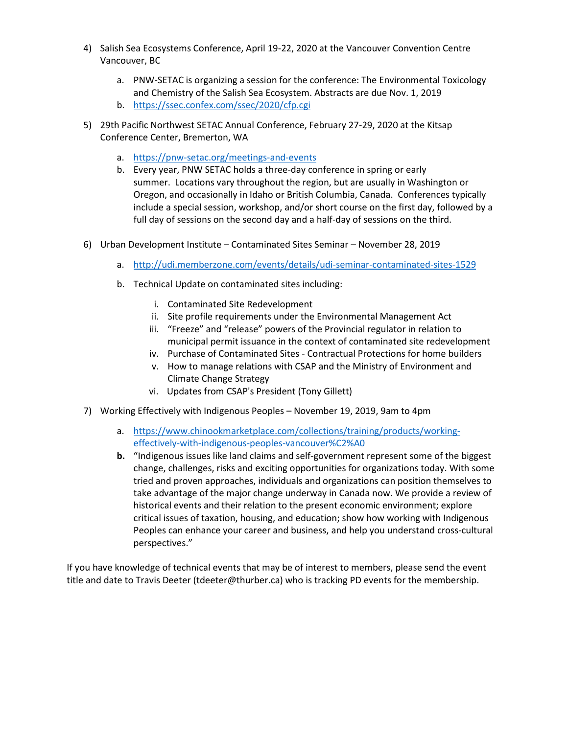4) Salish Sea Ecosystems Conference, April 19-22, 2020 at the Vancouver Convention Centre Vancouver, BC

    a. PNW-SETAC is organizing a session for the conference: The Environmental Toxicology and Chemistry of the Salish Sea Ecosystem. Abstracts are due Nov. 1, 2019
    b. https://ssec.confex.com/ssec/2020/cfp.cgi

5) 29th Pacific Northwest SETAC Annual Conference, February 27-29, 2020 at the Kitsap Conference Center, Bremerton, WA

    a. https://pnw-setac.org/meetings-and-events
    b. Every year, PNW SETAC holds a three-day conference in spring or early summer. Locations vary throughout the region, but are usually in Washington or Oregon, and occasionally in Idaho or British Columbia, Canada. Conferences typically include a special session, workshop, and/or short course on the first day, followed by a full day of sessions on the second day and a half-day of sessions on the third.

6) Urban Development Institute – Contaminated Sites Seminar – November 28, 2019

    a. http://udi.memberzone.com/events/details/udi-seminar-contaminated-sites-1529
    b. Technical Update on contaminated sites including:
        i. Contaminated Site Redevelopment
        ii. Site profile requirements under the Environmental Management Act
        iii. "Freeze" and "release" powers of the Provincial regulator in relation to municipal permit issuance in the context of contaminated site redevelopment
        iv. Purchase of Contaminated Sites - Contractual Protections for home builders
        v. How to manage relations with CSAP and the Ministry of Environment and Climate Change Strategy
        vi. Updates from CSAP's President (Tony Gillett)

7) Working Effectively with Indigenous Peoples – November 19, 2019, 9am to 4pm

    a. https://www.chinookmarketplace.com/collections/training/products/working-effectively-with-indigenous-peoples-vancouver%C2%A0
    b. "Indigenous issues like land claims and self-government represent some of the biggest change, challenges, risks and exciting opportunities for organizations today. With some tried and proven approaches, individuals and organizations can position themselves to take advantage of the major change underway in Canada now. We provide a review of historical events and their relation to the present economic environment; explore critical issues of taxation, housing, and education; show how working with Indigenous Peoples can enhance your career and business, and help you understand cross-cultural perspectives."

If you have knowledge of technical events that may be of interest to members, please send the event title and date to Travis Deeter (tdeeter@thurber.ca) who is tracking PD events for the membership.